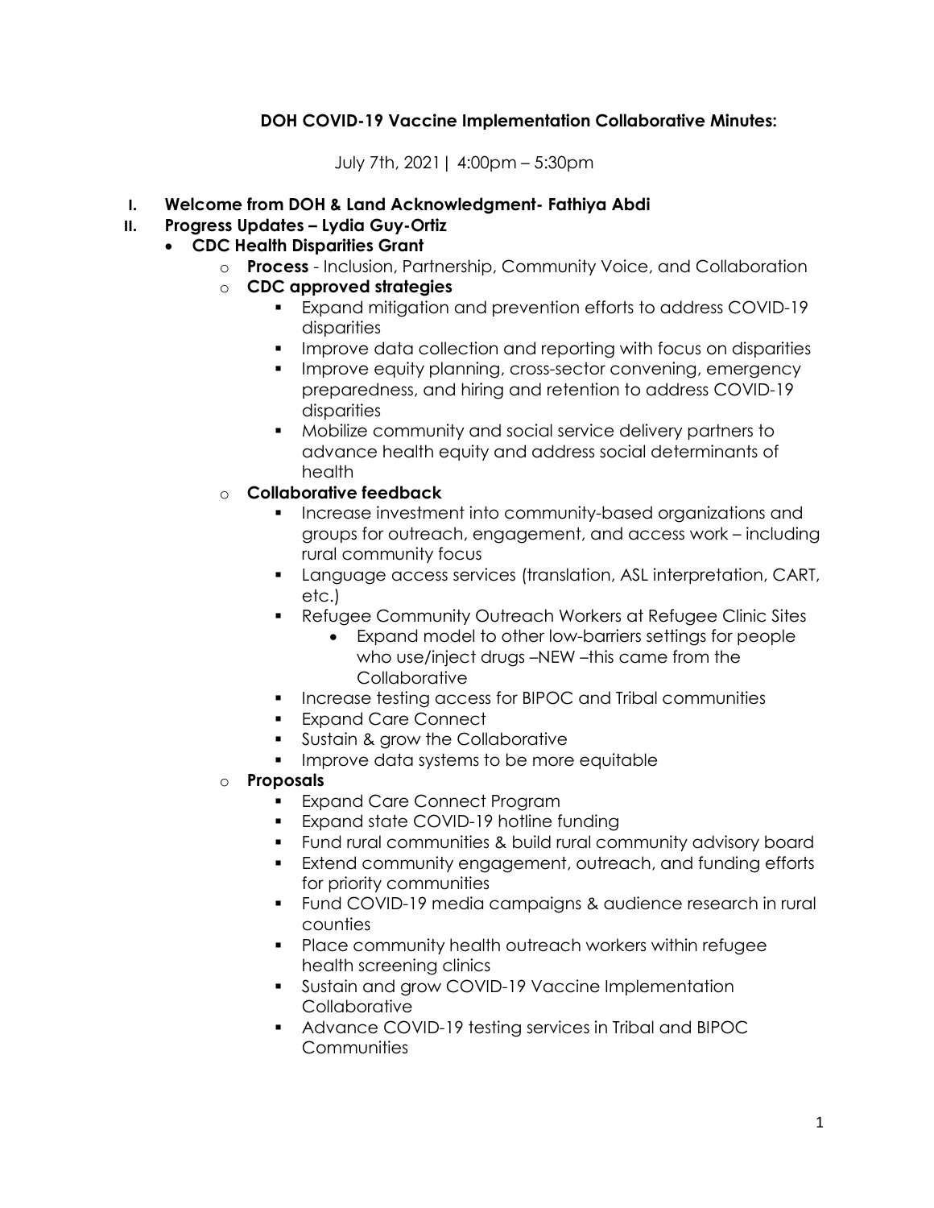# DOH COVID-19 Vaccine Implementation Collaborative Minutes:

July 7th, 2021 | 4:00pm – 5:30pm

## I. Welcome from DOH & Land Acknowledgment- Fathiya Abdi

## II. Progress Updates – Lydia Guy-Ortiz

- **CDC Health Disparities Grant**
  - **Process** - Inclusion, Partnership, Community Voice, and Collaboration
  - **CDC approved strategies**
    - Expand mitigation and prevention efforts to address COVID-19 disparities
    - Improve data collection and reporting with focus on disparities
    - Improve equity planning, cross-sector convening, emergency preparedness, and hiring and retention to address COVID-19 disparities
    - Mobilize community and social service delivery partners to advance health equity and address social determinants of health
  - **Collaborative feedback**
    - Increase investment into community-based organizations and groups for outreach, engagement, and access work – including rural community focus
    - Language access services (translation, ASL interpretation, CART, etc.)
    - Refugee Community Outreach Workers at Refugee Clinic Sites
      - Expand model to other low-barriers settings for people who use/inject drugs –NEW –this came from the Collaborative
    - Increase testing access for BIPOC and Tribal communities
    - Expand Care Connect
    - Sustain & grow the Collaborative
    - Improve data systems to be more equitable
  - **Proposals**
    - Expand Care Connect Program
    - Expand state COVID-19 hotline funding
    - Fund rural communities & build rural community advisory board
    - Extend community engagement, outreach, and funding efforts for priority communities
    - Fund COVID-19 media campaigns & audience research in rural counties
    - Place community health outreach workers within refugee health screening clinics
    - Sustain and grow COVID-19 Vaccine Implementation Collaborative
    - Advance COVID-19 testing services in Tribal and BIPOC Communities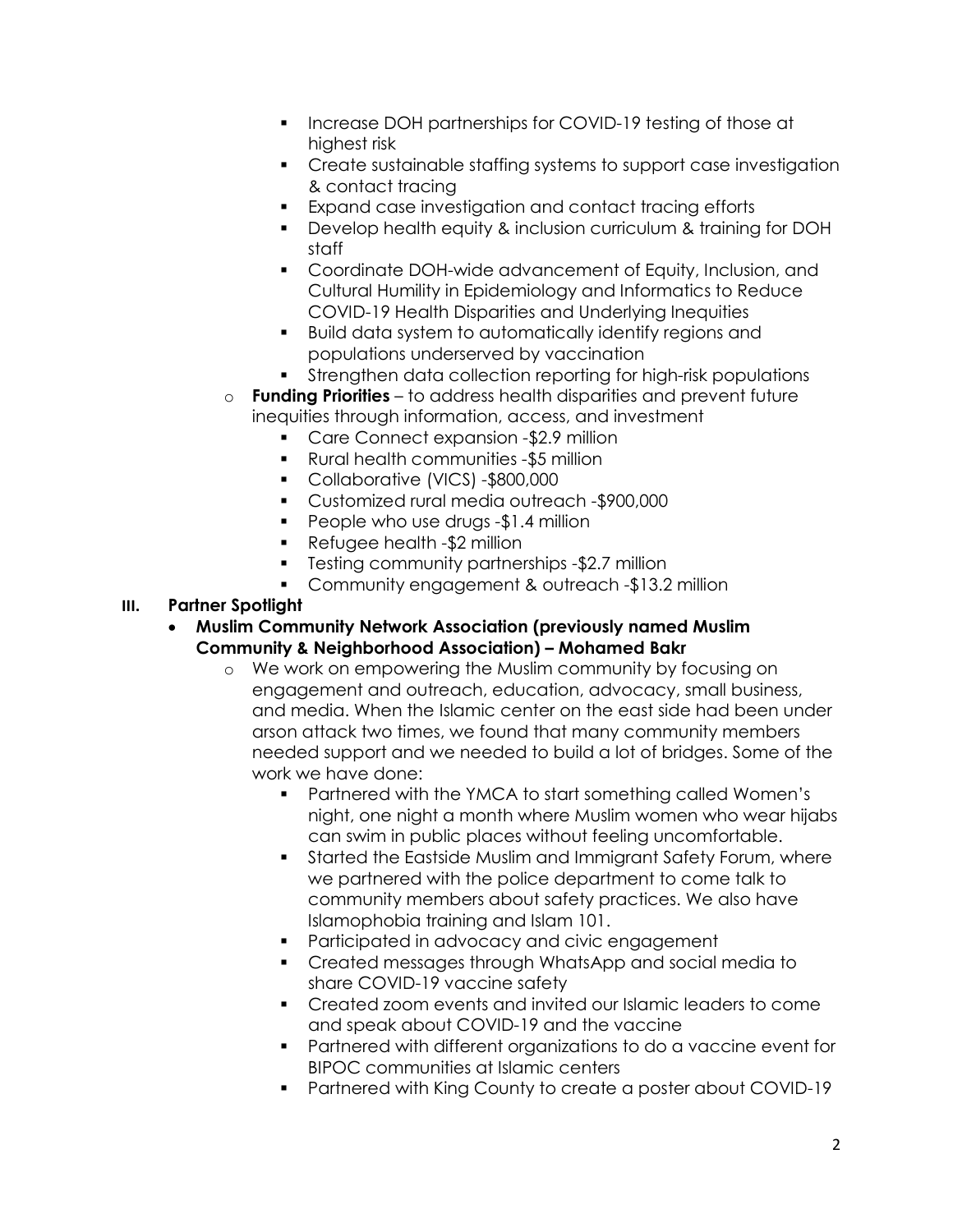- Increase DOH partnerships for COVID-19 testing of those at highest risk
        - Create sustainable staffing systems to support case investigation & contact tracing
        - Expand case investigation and contact tracing efforts
        - Develop health equity & inclusion curriculum & training for DOH staff
        - Coordinate DOH-wide advancement of Equity, Inclusion, and Cultural Humility in Epidemiology and Informatics to Reduce COVID-19 Health Disparities and Underlying Inequities
        - Build data system to automatically identify regions and populations underserved by vaccination
        - Strengthen data collection reporting for high-risk populations
    - **Funding Priorities** – to address health disparities and prevent future inequities through information, access, and investment
        - Care Connect expansion -$2.9 million
        - Rural health communities -$5 million
        - Collaborative (VICS) -$800,000
        - Customized rural media outreach -$900,000
        - People who use drugs -$1.4 million
        - Refugee health -$2 million
        - Testing community partnerships -$2.7 million
        - Community engagement & outreach -$13.2 million

**III. Partner Spotlight**

- **Muslim Community Network Association (previously named Muslim Community & Neighborhood Association) – Mohamed Bakr**
    - We work on empowering the Muslim community by focusing on engagement and outreach, education, advocacy, small business, and media. When the Islamic center on the east side had been under arson attack two times, we found that many community members needed support and we needed to build a lot of bridges. Some of the work we have done:
        - Partnered with the YMCA to start something called Women's night, one night a month where Muslim women who wear hijabs can swim in public places without feeling uncomfortable.
        - Started the Eastside Muslim and Immigrant Safety Forum, where we partnered with the police department to come talk to community members about safety practices. We also have Islamophobia training and Islam 101.
        - Participated in advocacy and civic engagement
        - Created messages through WhatsApp and social media to share COVID-19 vaccine safety
        - Created zoom events and invited our Islamic leaders to come and speak about COVID-19 and the vaccine
        - Partnered with different organizations to do a vaccine event for BIPOC communities at Islamic centers
        - Partnered with King County to create a poster about COVID-19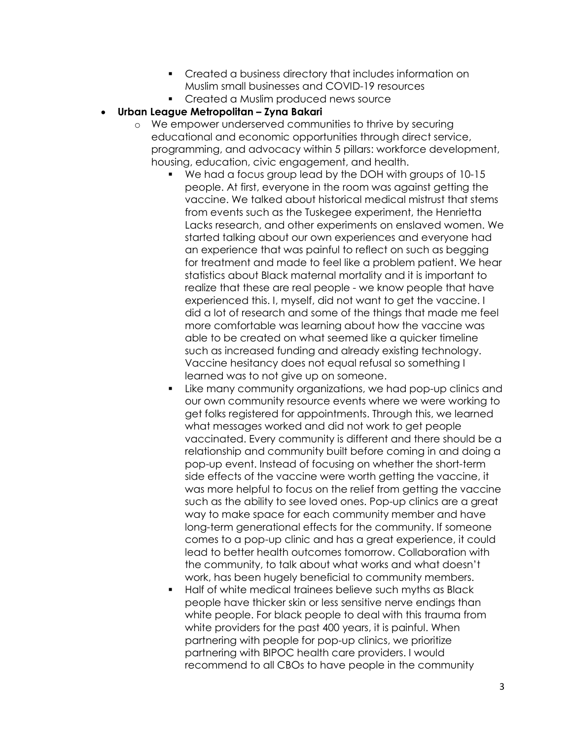- Created a business directory that includes information on Muslim small businesses and COVID-19 resources
    - Created a Muslim produced news source

- **Urban League Metropolitan – Zyna Bakari**
  - We empower underserved communities to thrive by securing educational and economic opportunities through direct service, programming, and advocacy within 5 pillars: workforce development, housing, education, civic engagement, and health.
    - We had a focus group lead by the DOH with groups of 10-15 people. At first, everyone in the room was against getting the vaccine. We talked about historical medical mistrust that stems from events such as the Tuskegee experiment, the Henrietta Lacks research, and other experiments on enslaved women. We started talking about our own experiences and everyone had an experience that was painful to reflect on such as begging for treatment and made to feel like a problem patient. We hear statistics about Black maternal mortality and it is important to realize that these are real people - we know people that have experienced this. I, myself, did not want to get the vaccine. I did a lot of research and some of the things that made me feel more comfortable was learning about how the vaccine was able to be created on what seemed like a quicker timeline such as increased funding and already existing technology. Vaccine hesitancy does not equal refusal so something I learned was to not give up on someone.
    - Like many community organizations, we had pop-up clinics and our own community resource events where we were working to get folks registered for appointments. Through this, we learned what messages worked and did not work to get people vaccinated. Every community is different and there should be a relationship and community built before coming in and doing a pop-up event. Instead of focusing on whether the short-term side effects of the vaccine were worth getting the vaccine, it was more helpful to focus on the relief from getting the vaccine such as the ability to see loved ones. Pop-up clinics are a great way to make space for each community member and have long-term generational effects for the community. If someone comes to a pop-up clinic and has a great experience, it could lead to better health outcomes tomorrow. Collaboration with the community, to talk about what works and what doesn't work, has been hugely beneficial to community members.
    - Half of white medical trainees believe such myths as Black people have thicker skin or less sensitive nerve endings than white people. For black people to deal with this trauma from white providers for the past 400 years, it is painful. When partnering with people for pop-up clinics, we prioritize partnering with BIPOC health care providers. I would recommend to all CBOs to have people in the community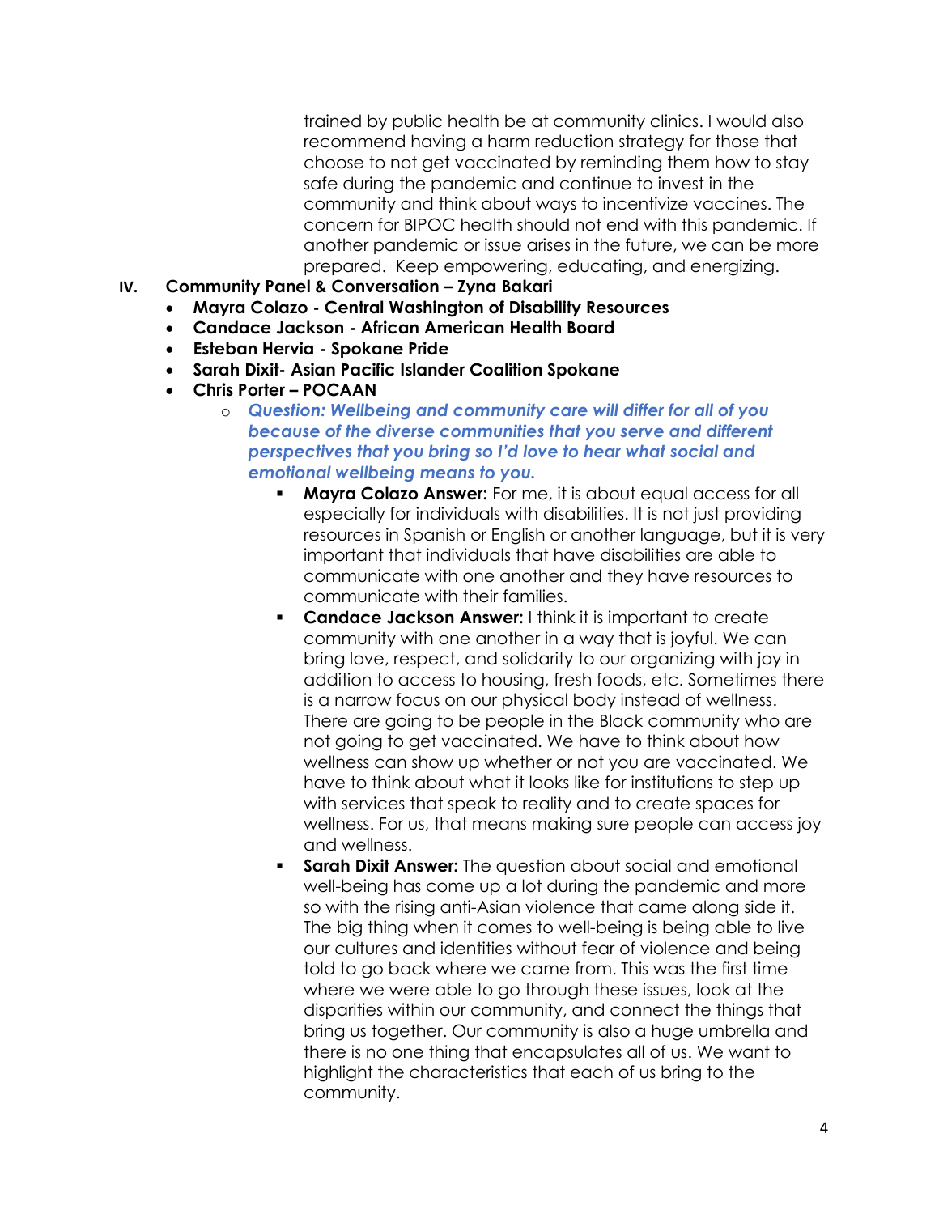trained by public health be at community clinics. I would also recommend having a harm reduction strategy for those that choose to not get vaccinated by reminding them how to stay safe during the pandemic and continue to invest in the community and think about ways to incentivize vaccines. The concern for BIPOC health should not end with this pandemic. If another pandemic or issue arises in the future, we can be more prepared. Keep empowering, educating, and energizing.

IV. **Community Panel & Conversation – Zyna Bakari**

- **Mayra Colazo - Central Washington of Disability Resources**
- **Candace Jackson - African American Health Board**
- **Esteban Hervia - Spokane Pride**
- **Sarah Dixit- Asian Pacific Islander Coalition Spokane**
- **Chris Porter – POCAAN**
    - ***Question: Wellbeing and community care will differ for all of you because of the diverse communities that you serve and different perspectives that you bring so I'd love to hear what social and emotional wellbeing means to you.***
        - **Mayra Colazo Answer:** For me, it is about equal access for all especially for individuals with disabilities. It is not just providing resources in Spanish or English or another language, but it is very important that individuals that have disabilities are able to communicate with one another and they have resources to communicate with their families.
        - **Candace Jackson Answer:** I think it is important to create community with one another in a way that is joyful. We can bring love, respect, and solidarity to our organizing with joy in addition to access to housing, fresh foods, etc. Sometimes there is a narrow focus on our physical body instead of wellness. There are going to be people in the Black community who are not going to get vaccinated. We have to think about how wellness can show up whether or not you are vaccinated. We have to think about what it looks like for institutions to step up with services that speak to reality and to create spaces for wellness. For us, that means making sure people can access joy and wellness.
        - **Sarah Dixit Answer:** The question about social and emotional well-being has come up a lot during the pandemic and more so with the rising anti-Asian violence that came along side it. The big thing when it comes to well-being is being able to live our cultures and identities without fear of violence and being told to go back where we came from. This was the first time where we were able to go through these issues, look at the disparities within our community, and connect the things that bring us together. Our community is also a huge umbrella and there is no one thing that encapsulates all of us. We want to highlight the characteristics that each of us bring to the community.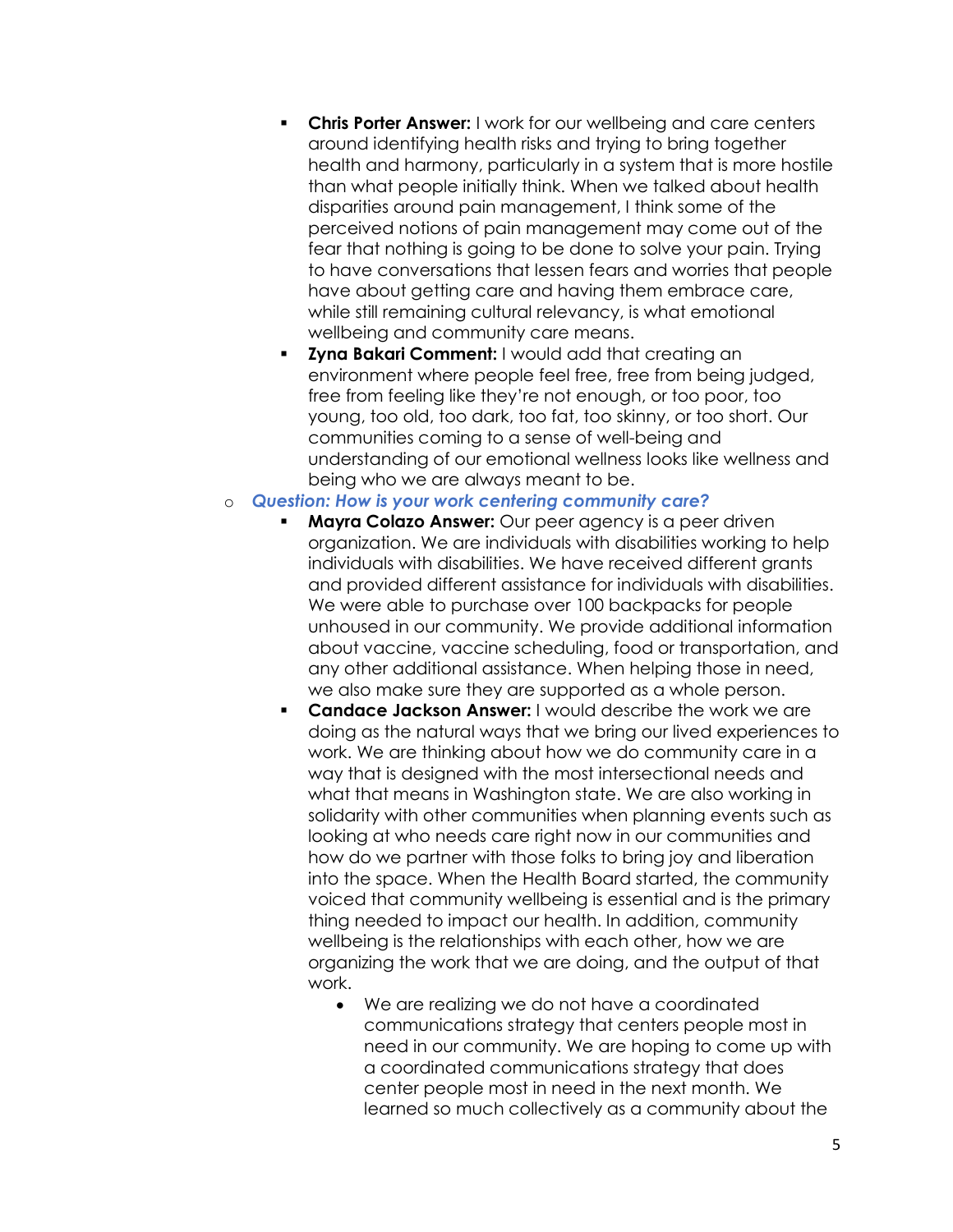- **Chris Porter Answer:** I work for our wellbeing and care centers around identifying health risks and trying to bring together health and harmony, particularly in a system that is more hostile than what people initially think. When we talked about health disparities around pain management, I think some of the perceived notions of pain management may come out of the fear that nothing is going to be done to solve your pain. Trying to have conversations that lessen fears and worries that people have about getting care and having them embrace care, while still remaining cultural relevancy, is what emotional wellbeing and community care means.
- **Zyna Bakari Comment:** I would add that creating an environment where people feel free, free from being judged, free from feeling like they're not enough, or too poor, too young, too old, too dark, too fat, too skinny, or too short. Our communities coming to a sense of well-being and understanding of our emotional wellness looks like wellness and being who we are always meant to be.

- ***Question: How is your work centering community care?***
  - **Mayra Colazo Answer:** Our peer agency is a peer driven organization. We are individuals with disabilities working to help individuals with disabilities. We have received different grants and provided different assistance for individuals with disabilities. We were able to purchase over 100 backpacks for people unhoused in our community. We provide additional information about vaccine, vaccine scheduling, food or transportation, and any other additional assistance. When helping those in need, we also make sure they are supported as a whole person.
  - **Candace Jackson Answer:** I would describe the work we are doing as the natural ways that we bring our lived experiences to work. We are thinking about how we do community care in a way that is designed with the most intersectional needs and what that means in Washington state. We are also working in solidarity with other communities when planning events such as looking at who needs care right now in our communities and how do we partner with those folks to bring joy and liberation into the space. When the Health Board started, the community voiced that community wellbeing is essential and is the primary thing needed to impact our health. In addition, community wellbeing is the relationships with each other, how we are organizing the work that we are doing, and the output of that work.
    - We are realizing we do not have a coordinated communications strategy that centers people most in need in our community. We are hoping to come up with a coordinated communications strategy that does center people most in need in the next month. We learned so much collectively as a community about the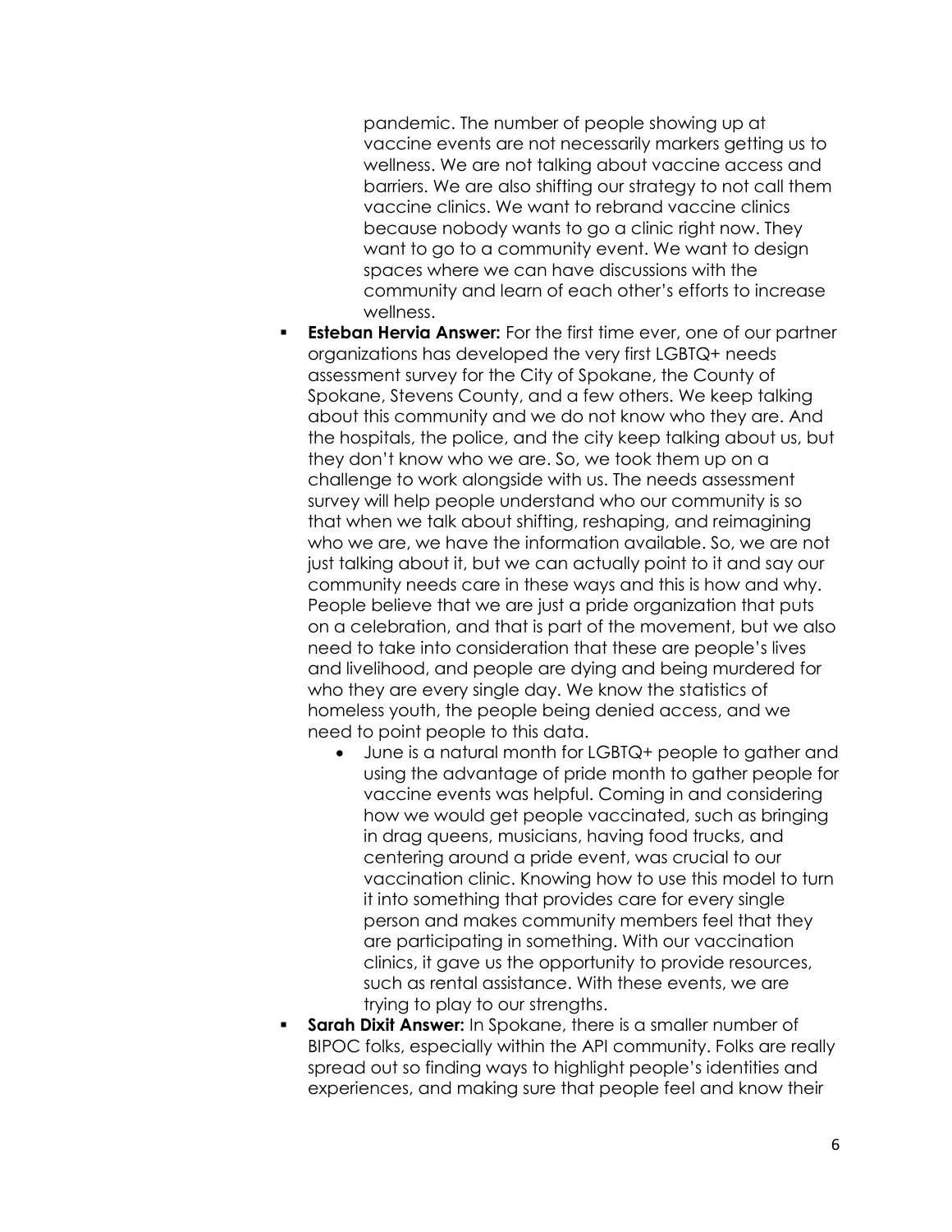pandemic. The number of people showing up at vaccine events are not necessarily markers getting us to wellness. We are not talking about vaccine access and barriers. We are also shifting our strategy to not call them vaccine clinics. We want to rebrand vaccine clinics because nobody wants to go a clinic right now. They want to go to a community event. We want to design spaces where we can have discussions with the community and learn of each other's efforts to increase wellness.

- **Esteban Hervia Answer:** For the first time ever, one of our partner organizations has developed the very first LGBTQ+ needs assessment survey for the City of Spokane, the County of Spokane, Stevens County, and a few others. We keep talking about this community and we do not know who they are. And the hospitals, the police, and the city keep talking about us, but they don't know who we are. So, we took them up on a challenge to work alongside with us. The needs assessment survey will help people understand who our community is so that when we talk about shifting, reshaping, and reimagining who we are, we have the information available. So, we are not just talking about it, but we can actually point to it and say our community needs care in these ways and this is how and why. People believe that we are just a pride organization that puts on a celebration, and that is part of the movement, but we also need to take into consideration that these are people's lives and livelihood, and people are dying and being murdered for who they are every single day. We know the statistics of homeless youth, the people being denied access, and we need to point people to this data.
  - June is a natural month for LGBTQ+ people to gather and using the advantage of pride month to gather people for vaccine events was helpful. Coming in and considering how we would get people vaccinated, such as bringing in drag queens, musicians, having food trucks, and centering around a pride event, was crucial to our vaccination clinic. Knowing how to use this model to turn it into something that provides care for every single person and makes community members feel that they are participating in something. With our vaccination clinics, it gave us the opportunity to provide resources, such as rental assistance. With these events, we are trying to play to our strengths.
- **Sarah Dixit Answer:** In Spokane, there is a smaller number of BIPOC folks, especially within the API community. Folks are really spread out so finding ways to highlight people's identities and experiences, and making sure that people feel and know their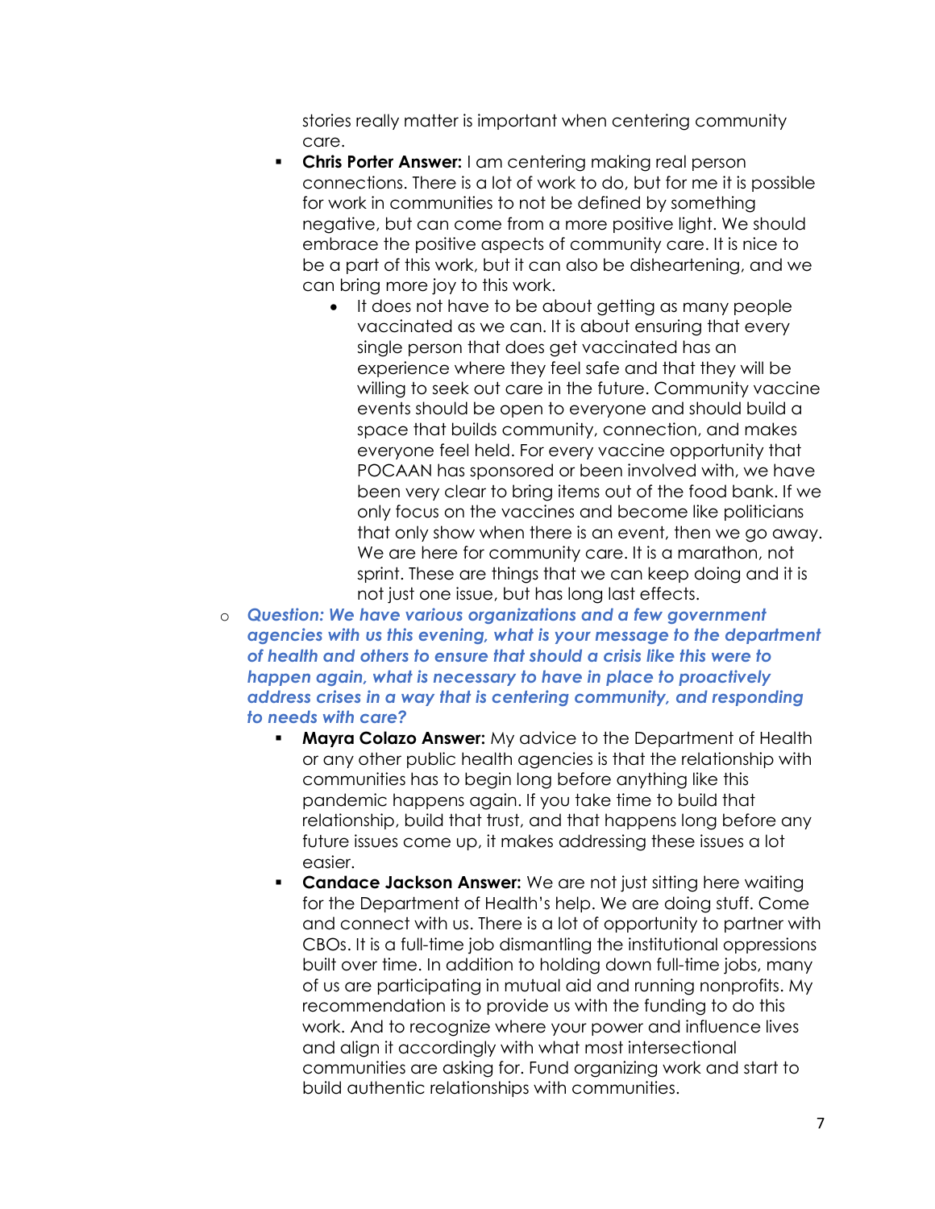stories really matter is important when centering community care.

    - **Chris Porter Answer:** I am centering making real person connections. There is a lot of work to do, but for me it is possible for work in communities to not be defined by something negative, but can come from a more positive light. We should embrace the positive aspects of community care. It is nice to be a part of this work, but it can also be disheartening, and we can bring more joy to this work.
        - It does not have to be about getting as many people vaccinated as we can. It is about ensuring that every single person that does get vaccinated has an experience where they feel safe and that they will be willing to seek out care in the future. Community vaccine events should be open to everyone and should build a space that builds community, connection, and makes everyone feel held. For every vaccine opportunity that POCAAN has sponsored or been involved with, we have been very clear to bring items out of the food bank. If we only focus on the vaccines and become like politicians that only show when there is an event, then we go away. We are here for community care. It is a marathon, not sprint. These are things that we can keep doing and it is not just one issue, but has long last effects.

- ***Question: We have various organizations and a few government agencies with us this evening, what is your message to the department of health and others to ensure that should a crisis like this were to happen again, what is necessary to have in place to proactively address crises in a way that is centering community, and responding to needs with care?***
    - **Mayra Colazo Answer:** My advice to the Department of Health or any other public health agencies is that the relationship with communities has to begin long before anything like this pandemic happens again. If you take time to build that relationship, build that trust, and that happens long before any future issues come up, it makes addressing these issues a lot easier.
    - **Candace Jackson Answer:** We are not just sitting here waiting for the Department of Health's help. We are doing stuff. Come and connect with us. There is a lot of opportunity to partner with CBOs. It is a full-time job dismantling the institutional oppressions built over time. In addition to holding down full-time jobs, many of us are participating in mutual aid and running nonprofits. My recommendation is to provide us with the funding to do this work. And to recognize where your power and influence lives and align it accordingly with what most intersectional communities are asking for. Fund organizing work and start to build authentic relationships with communities.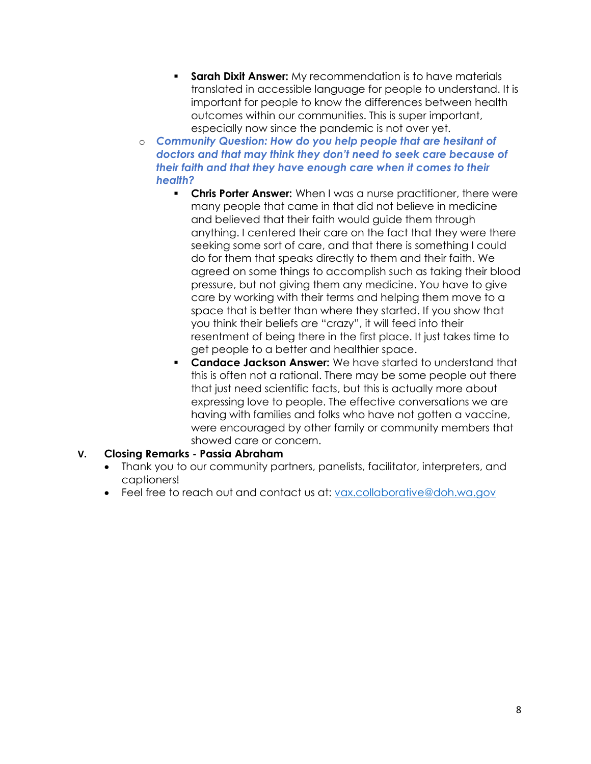- **Sarah Dixit Answer:** My recommendation is to have materials translated in accessible language for people to understand. It is important for people to know the differences between health outcomes within our communities. This is super important, especially now since the pandemic is not over yet.
    - ***Community Question: How do you help people that are hesitant of doctors and that may think they don't need to seek care because of their faith and that they have enough care when it comes to their health?***
        - **Chris Porter Answer:** When I was a nurse practitioner, there were many people that came in that did not believe in medicine and believed that their faith would guide them through anything. I centered their care on the fact that they were there seeking some sort of care, and that there is something I could do for them that speaks directly to them and their faith. We agreed on some things to accomplish such as taking their blood pressure, but not giving them any medicine. You have to give care by working with their terms and helping them move to a space that is better than where they started. If you show that you think their beliefs are "crazy", it will feed into their resentment of being there in the first place. It just takes time to get people to a better and healthier space.
        - **Candace Jackson Answer:** We have started to understand that this is often not a rational. There may be some people out there that just need scientific facts, but this is actually more about expressing love to people. The effective conversations we are having with families and folks who have not gotten a vaccine, were encouraged by other family or community members that showed care or concern.

## V. Closing Remarks - Passia Abraham

- Thank you to our community partners, panelists, facilitator, interpreters, and captioners!
- Feel free to reach out and contact us at: vax.collaborative@doh.wa.gov